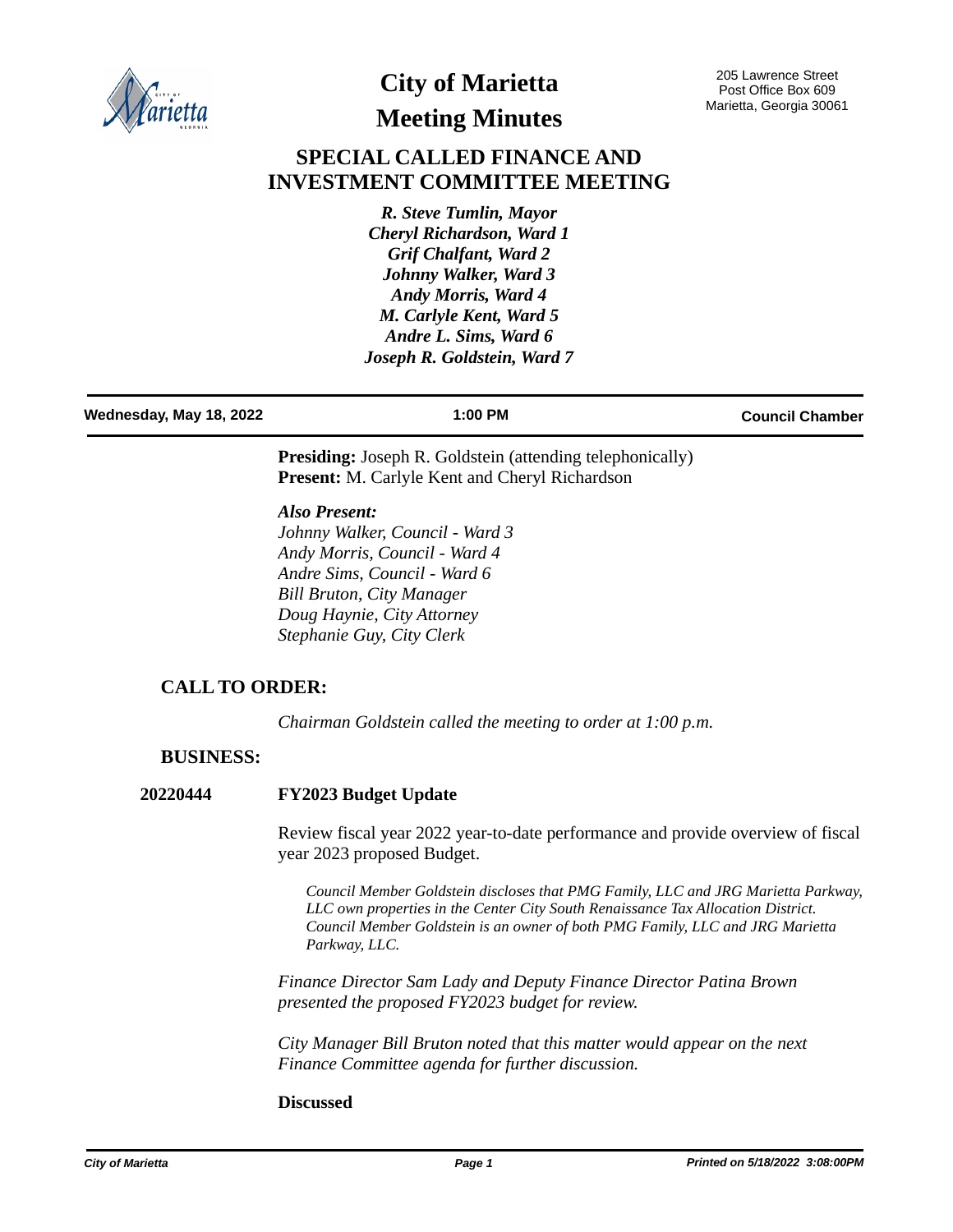# City of Marietta
# Meeting Minutes

205 Lawrence Street
Post Office Box 609
Marietta, Georgia 30061

## SPECIAL CALLED FINANCE AND INVESTMENT COMMITTEE MEETING

*R. Steve Tumlin, Mayor*
*Cheryl Richardson, Ward 1*
*Grif Chalfant, Ward 2*
*Johnny Walker, Ward 3*
*Andy Morris, Ward 4*
*M. Carlyle Kent, Ward 5*
*Andre L. Sims, Ward 6*
*Joseph R. Goldstein, Ward 7*

**Wednesday, May 18, 2022** | **1:00 PM** | **Council Chamber**

**Presiding:** Joseph R. Goldstein (attending telephonically)
**Present:** M. Carlyle Kent and Cheryl Richardson

***Also Present:***
*Johnny Walker, Council - Ward 3*
*Andy Morris, Council - Ward 4*
*Andre Sims, Council - Ward 6*
*Bill Bruton, City Manager*
*Doug Haynie, City Attorney*
*Stephanie Guy, City Clerk*

## CALL TO ORDER:

*Chairman Goldstein called the meeting to order at 1:00 p.m.*

## BUSINESS:

**20220444** **FY2023 Budget Update**

Review fiscal year 2022 year-to-date performance and provide overview of fiscal year 2023 proposed Budget.

*Council Member Goldstein discloses that PMG Family, LLC and JRG Marietta Parkway, LLC own properties in the Center City South Renaissance Tax Allocation District. Council Member Goldstein is an owner of both PMG Family, LLC and JRG Marietta Parkway, LLC.*

*Finance Director Sam Lady and Deputy Finance Director Patina Brown presented the proposed FY2023 budget for review.*

*City Manager Bill Bruton noted that this matter would appear on the next Finance Committee agenda for further discussion.*

**Discussed**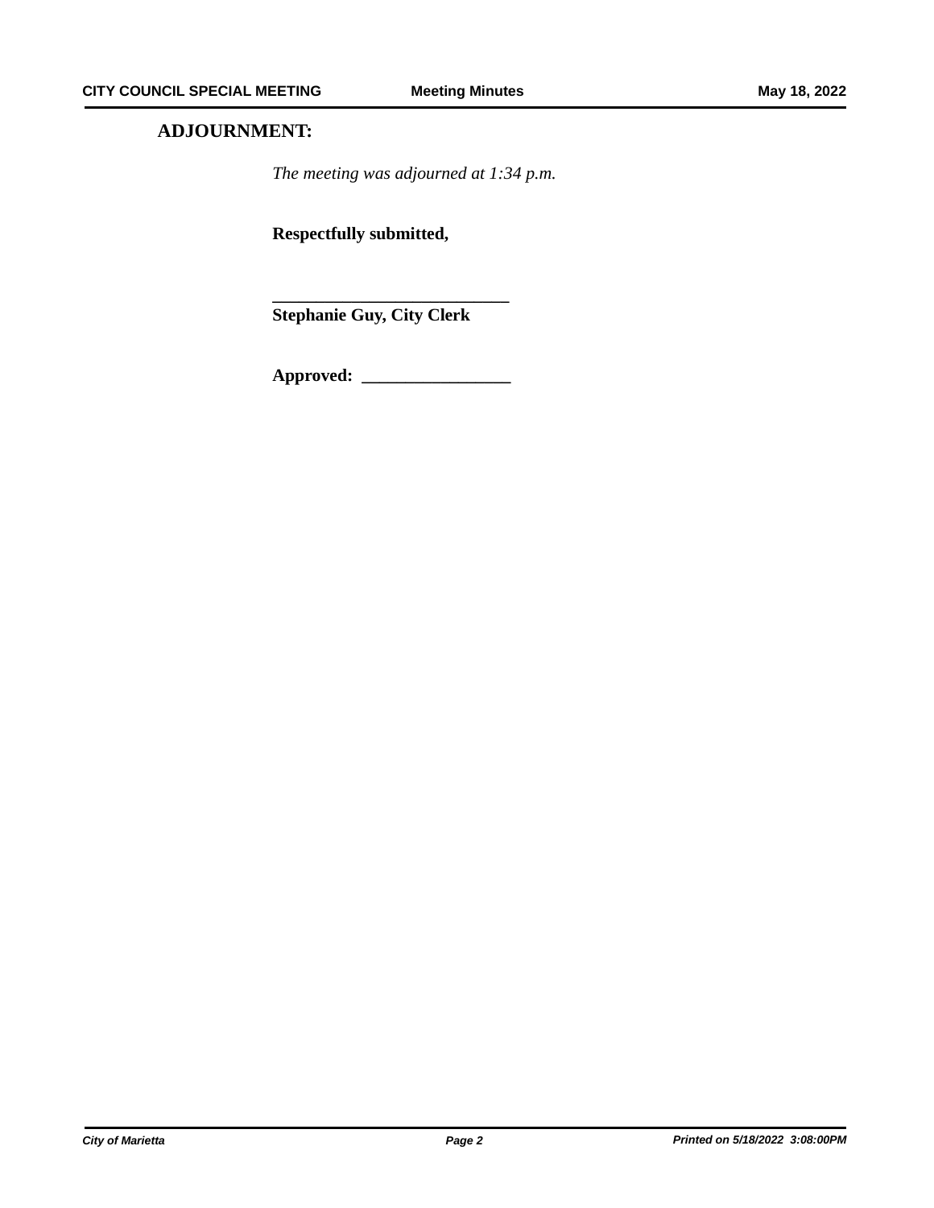## ADJOURNMENT:

*The meeting was adjourned at 1:34 p.m.*

**Respectfully submitted,**

**___________________________**
**Stephanie Guy, City Clerk**

**Approved: _________________**